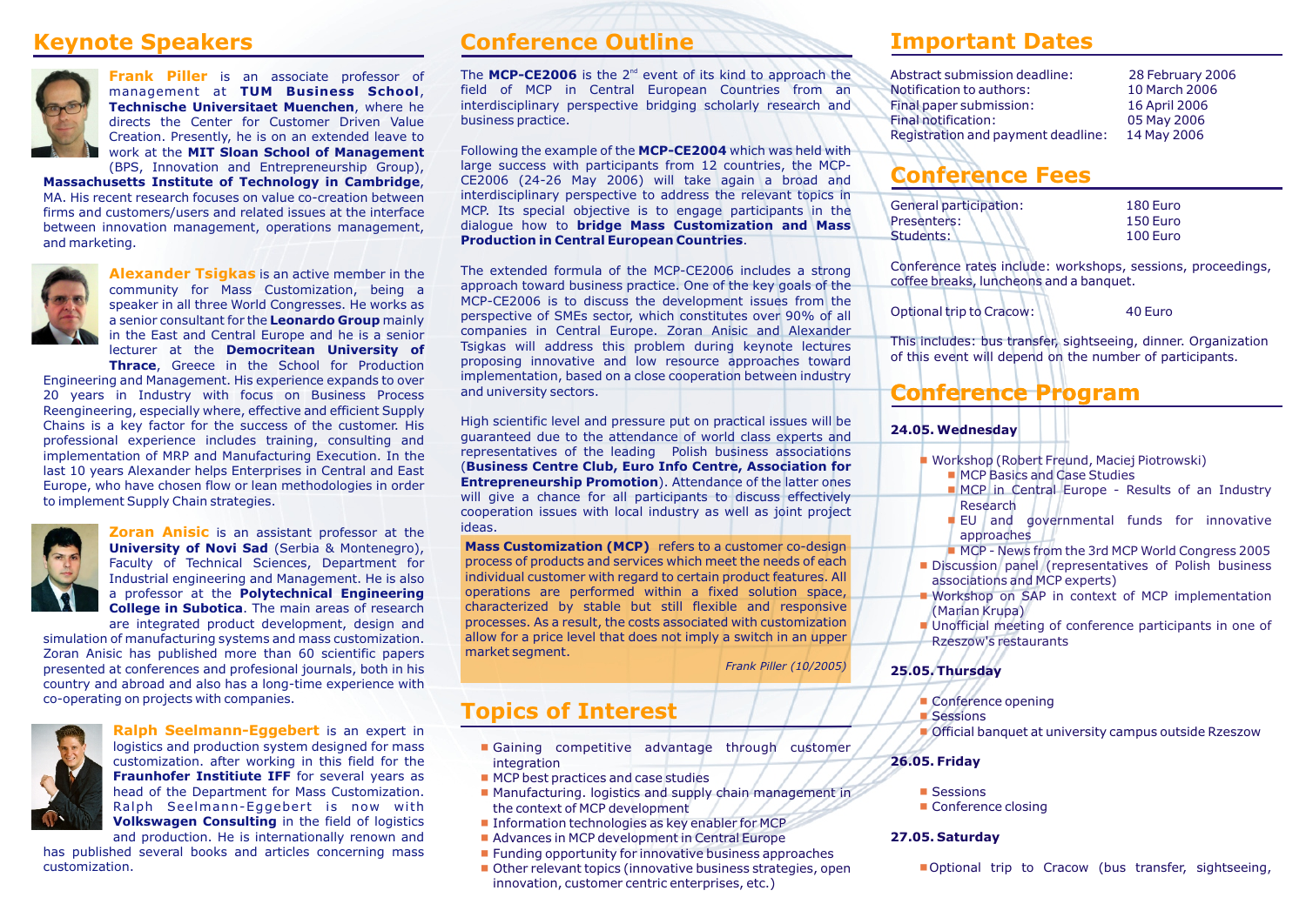## Keynote Speakers

**Frank Piller** is an associate professor of management at **TUM Business School**, **Technische Universitaet Muenchen**, where he directs the Center for Customer Driven Value Creation. Presently, he is on an extended leave to work at the **MIT Sloan School of Management** (BPS, Innovation and Entrepreneurship Group), **Massachusetts Institute of Technology in Cambridge**, MA. His recent research focuses on value co-creation between firms and customers/users and related issues at the interface between innovation management, operations management, and marketing.

**Alexander Tsigkas** is an active member in the community for Mass Customization, being a speaker in all three World Congresses. He works as a senior consultant for the **Leonardo Group** mainly in the East and Central Europe and he is a senior lecturer at the **Democritean University of Thrace**, Greece in the School for Production Engineering and Management. His experience expands to over 20 years in Industry with focus on Business Process Reengineering, especially where, effective and efficient Supply Chains is a key factor for the success of the customer. His professional experience includes training, consulting and implementation of MRP and Manufacturing Execution. In the last 10 years Alexander helps Enterprises in Central and East Europe, who have chosen flow or lean methodologies in order to implement Supply Chain strategies.

**Zoran Anisic** is an assistant professor at the **University of Novi Sad** (Serbia & Montenegro), Faculty of Technical Sciences, Department for Industrial engineering and Management. He is also a professor at the **Polytechnical Engineering College in Subotica**. The main areas of research are integrated product development, design and simulation of manufacturing systems and mass customization. Zoran Anisic has published more than 60 scientific papers presented at conferences and profesional journals, both in his country and abroad and also has a long-time experience with co-operating on projects with companies.

**Ralph Seelmann-Eggebert** is an expert in logistics and production system designed for mass customization. after working in this field for the **Fraunhofer Instiitute IFF** for several years as head of the Department for Mass Customization. Ralph Seelmann-Eggebert is now with **Volkswagen Consulting** in the field of logistics and production. He is internationally renown and has published several books and articles concerning mass customization.

## Conference Outline

The **MCP-CE2006** is the 2nd event of its kind to approach the field of MCP in Central European Countries from an interdisciplinary perspective bridging scholarly research and business practice.

Following the example of the **MCP-CE2004** which was held with large success with participants from 12 countries, the MCP-CE2006 (24-26 May 2006) will take again a broad and interdisciplinary perspective to address the relevant topics in MCP. Its special objective is to engage participants in the dialogue how to **bridge Mass Customization and Mass Production in Central European Countries**.

The extended formula of the MCP-CE2006 includes a strong approach toward business practice. One of the key goals of the MCP-CE2006 is to discuss the development issues from the perspective of SMEs sector, which constitutes over 90% of all companies in Central Europe. Zoran Anisic and Alexander Tsigkas will address this problem during keynote lectures proposing innovative and low resource approaches toward implementation, based on a close cooperation between industry and university sectors.

High scientific level and pressure put on practical issues will be guaranteed due to the attendance of world class experts and representatives of the leading Polish business associations (**Business Centre Club, Euro Info Centre, Association for Entrepreneurship Promotion**). Attendance of the latter ones will give a chance for all participants to discuss effectively cooperation issues with local industry as well as joint project ideas.

**Mass Customization (MCP)** refers to a customer co-design process of products and services which meet the needs of each individual customer with regard to certain product features. All operations are performed within a fixed solution space, characterized by stable but still flexible and responsive processes. As a result, the costs associated with customization allow for a price level that does not imply a switch in an upper market segment.

*Frank Piller (10/2005)*

## Topics of Interest

- Gaining competitive advantage through customer integration
- MCP best practices and case studies
- Manufacturing. logistics and supply chain management in the context of MCP development
- Information technologies as key enabler for MCP
- Advances in MCP development in Central Europe
- Funding opportunity for innovative business approaches
- Other relevant topics (innovative business strategies, open innovation, customer centric enterprises, etc.)

## Important Dates

| | |
|---|---|
| Abstract submission deadline: | 28 February 2006 |
| Notification to authors: | 10 March 2006 |
| Final paper submission: | 16 April 2006 |
| Final notification: | 05 May 2006 |
| Registration and payment deadline: | 14 May 2006 |

## Conference Fees

| | |
|---|---|
| General participation: | 180 Euro |
| Presenters: | 150 Euro |
| Students: | 100 Euro |

Conference rates include: workshops, sessions, proceedings, coffee breaks, luncheons and a banquet.

Optional trip to Cracow: 40 Euro

This includes: bus transfer, sightseeing, dinner. Organization of this event will depend on the number of participants.

## Conference Program

**24.05. Wednesday**

- Workshop (Robert Freund, Maciej Piotrowski)
  - MCP Basics and Case Studies
  - MCP in Central Europe - Results of an Industry Research
  - EU and governmental funds for innovative approaches
  - MCP - News from the 3rd MCP World Congress 2005
- Discussion panel (representatives of Polish business associations and MCP experts)
- Workshop on SAP in context of MCP implementation (Marian Krupa)
- Unofficial meeting of conference participants in one of Rzeszow's restaurants

**25.05. Thursday**

- Conference opening
- Sessions
- Official banquet at university campus outside Rzeszow

**26.05. Friday**

- Sessions
- Conference closing

**27.05. Saturday**

- Optional trip to Cracow (bus transfer, sightseeing,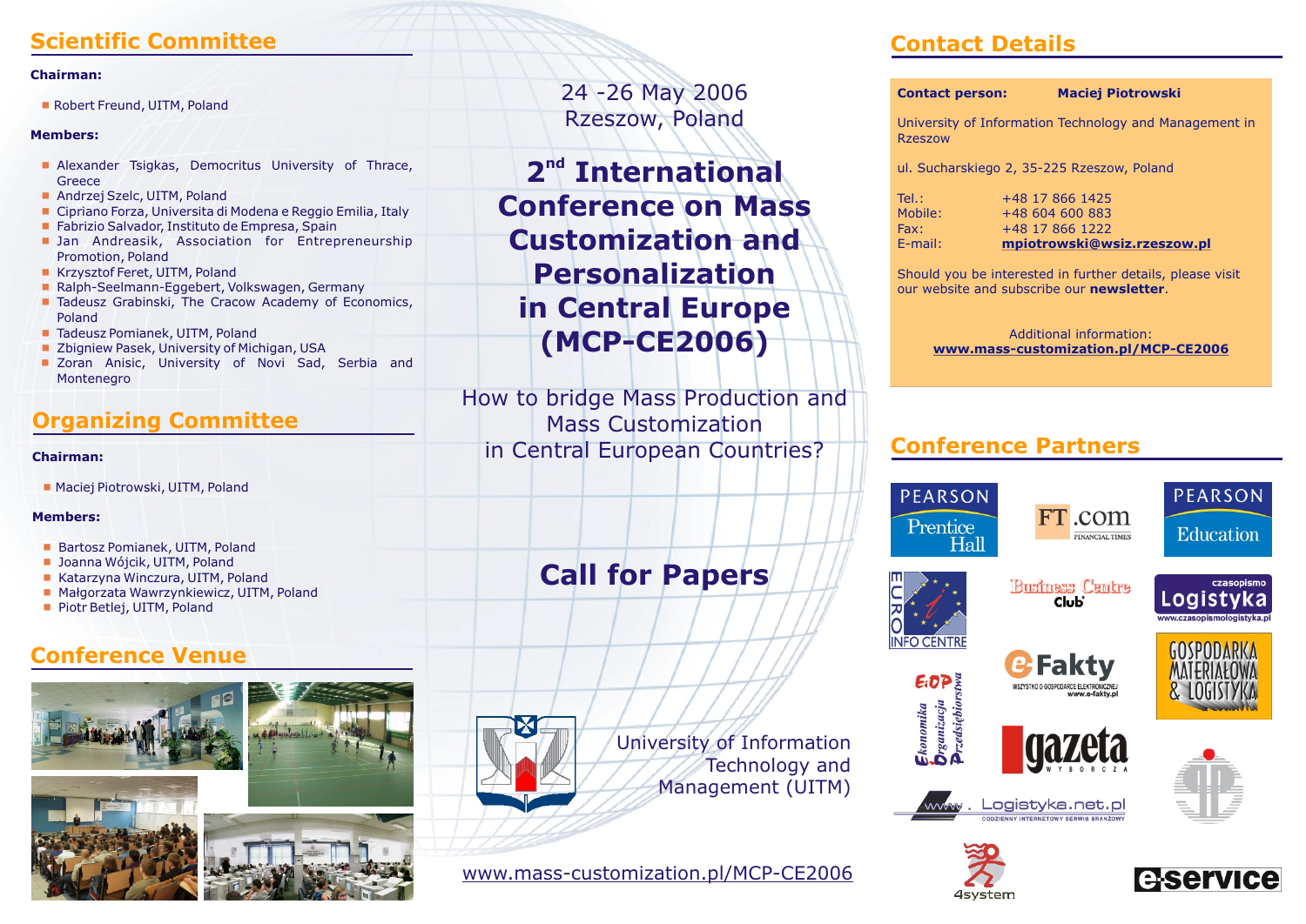## Scientific Committee

**Chairman:**

- Robert Freund, UITM, Poland

**Members:**

- Alexander Tsigkas, Democritus University of Thrace, Greece
- Andrzej Szelc, UITM, Poland
- Cipriano Forza, Universita di Modena e Reggio Emilia, Italy
- Fabrizio Salvador, Instituto de Empresa, Spain
- Jan Andreasik, Association for Entrepreneurship Promotion, Poland
- Krzysztof Feret, UITM, Poland
- Ralph-Seelmann-Eggebert, Volkswagen, Germany
- Tadeusz Grabinski, The Cracow Academy of Economics, Poland
- Tadeusz Pomianek, UITM, Poland
- Zbigniew Pasek, University of Michigan, USA
- Zoran Anisic, University of Novi Sad, Serbia and Montenegro

## Organizing Committee

**Chairman:**

- Maciej Piotrowski, UITM, Poland

**Members:**

- Bartosz Pomianek, UITM, Poland
- Joanna Wójcik, UITM, Poland
- Katarzyna Winczura, UITM, Poland
- Małgorzata Wawrzynkiewicz, UITM, Poland
- Piotr Betlej, UITM, Poland

## Conference Venue

24 -26 May 2006
Rzeszow, Poland

# 2nd International Conference on Mass Customization and Personalization in Central Europe (MCP-CE2006)

How to bridge Mass Production and Mass Customization in Central European Countries?

## Call for Papers

University of Information Technology and Management (UITM)

www.mass-customization.pl/MCP-CE2006

## Contact Details

**Contact person:** **Maciej Piotrowski**

University of Information Technology and Management in Rzeszow

ul. Sucharskiego 2, 35-225 Rzeszow, Poland

| | |
|---|---|
| Tel.: | +48 17 866 1425 |
| Mobile: | +48 604 600 883 |
| Fax: | +48 17 866 1222 |
| E-mail: | **mpiotrowski@wsiz.rzeszow.pl** |

Should you be interested in further details, please visit our website and subscribe our **newsletter**.

Additional information:
**www.mass-customization.pl/MCP-CE2006**

## Conference Partners